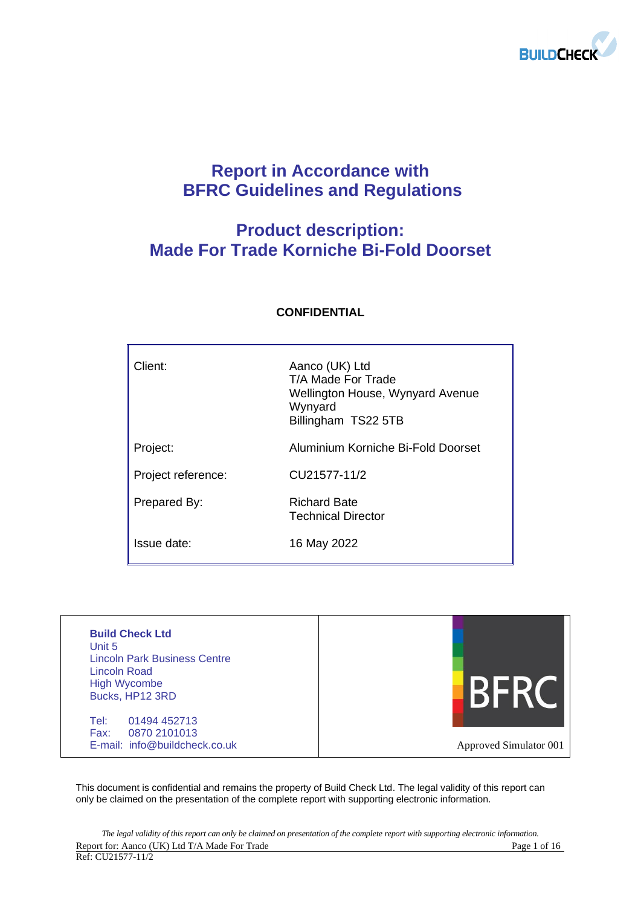# Report in Accordance with BFRC Guidelines and Regulations

## Product description: Made For Trade Korniche Bi-Fold Doorset

**CONFIDENTIAL**

| | |
|---|---|
| Client: | Aanco (UK) Ltd<br>T/A Made For Trade<br>Wellington House, Wynyard Avenue<br>Wynyard<br>Billingham TS22 5TB |
| Project: | Aluminium Korniche Bi-Fold Doorset |
| Project reference: | CU21577-11/2 |
| Prepared By: | Richard Bate<br>Technical Director |
| Issue date: | 16 May 2022 |

**Build Check Ltd**
Unit 5
Lincoln Park Business Centre
Lincoln Road
High Wycombe
Bucks, HP12 3RD

Tel: 01494 452713
Fax: 0870 2101013
E-mail: info@buildcheck.co.uk

BFRC

Approved Simulator 001

This document is confidential and remains the property of Build Check Ltd. The legal validity of this report can only be claimed on the presentation of the complete report with supporting electronic information.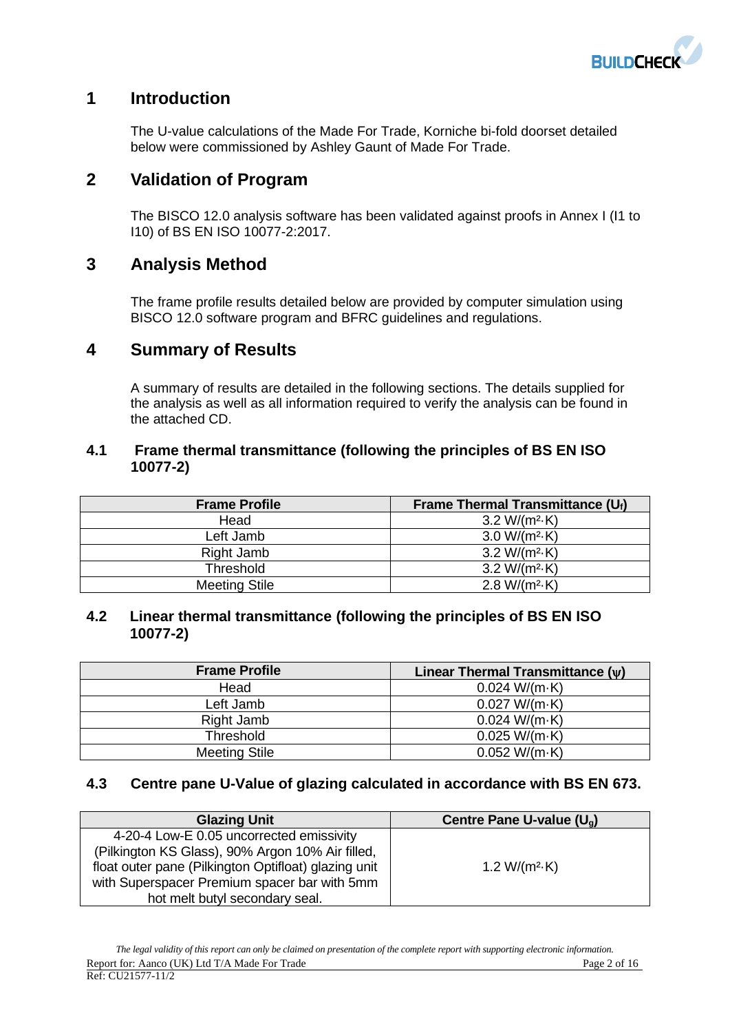# 1 Introduction

The U-value calculations of the Made For Trade, Korniche bi-fold doorset detailed below were commissioned by Ashley Gaunt of Made For Trade.

# 2 Validation of Program

The BISCO 12.0 analysis software has been validated against proofs in Annex I (I1 to I10) of BS EN ISO 10077-2:2017.

# 3 Analysis Method

The frame profile results detailed below are provided by computer simulation using BISCO 12.0 software program and BFRC guidelines and regulations.

# 4 Summary of Results

A summary of results are detailed in the following sections. The details supplied for the analysis as well as all information required to verify the analysis can be found in the attached CD.

## 4.1 Frame thermal transmittance (following the principles of BS EN ISO 10077-2)

| Frame Profile | Frame Thermal Transmittance ($U_f$) |
|---|---|
| Head | 3.2 W/(m²·K) |
| Left Jamb | 3.0 W/(m²·K) |
| Right Jamb | 3.2 W/(m²·K) |
| Threshold | 3.2 W/(m²·K) |
| Meeting Stile | 2.8 W/(m²·K) |

## 4.2 Linear thermal transmittance (following the principles of BS EN ISO 10077-2)

| Frame Profile | Linear Thermal Transmittance ($\psi$) |
|---|---|
| Head | 0.024 W/(m·K) |
| Left Jamb | 0.027 W/(m·K) |
| Right Jamb | 0.024 W/(m·K) |
| Threshold | 0.025 W/(m·K) |
| Meeting Stile | 0.052 W/(m·K) |

## 4.3 Centre pane U-Value of glazing calculated in accordance with BS EN 673.

| Glazing Unit | Centre Pane U-value ($U_g$) |
|---|---|
| 4-20-4 Low-E 0.05 uncorrected emissivity (Pilkington KS Glass), 90% Argon 10% Air filled, float outer pane (Pilkington Optifloat) glazing unit with Superspacer Premium spacer bar with 5mm hot melt butyl secondary seal. | 1.2 W/(m²·K) |

*The legal validity of this report can only be claimed on presentation of the complete report with supporting electronic information.*

Report for: Aanco (UK) Ltd T/A Made For Trade

Ref: CU21577-11/2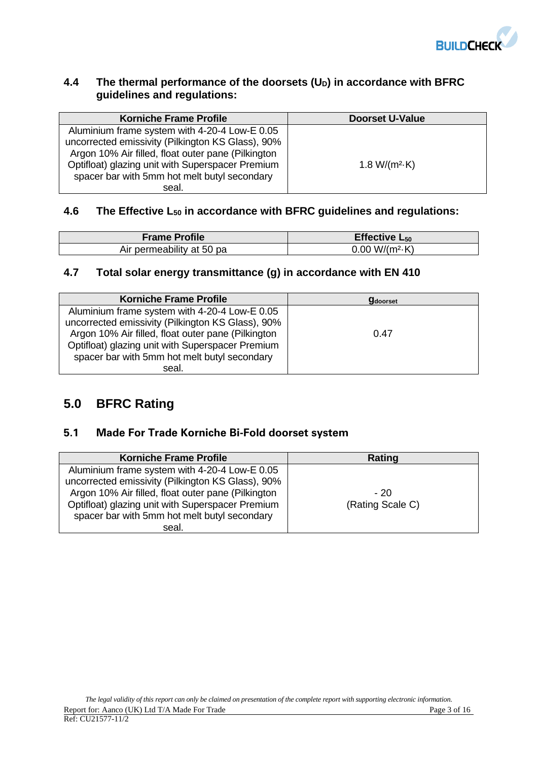### 4.4 The thermal performance of the doorsets ($U_D$) in accordance with BFRC guidelines and regulations:

| Korniche Frame Profile | Doorset U-Value |
|---|---|
| Aluminium frame system with 4-20-4 Low-E 0.05 uncorrected emissivity (Pilkington KS Glass), 90% Argon 10% Air filled, float outer pane (Pilkington Optifloat) glazing unit with Superspacer Premium spacer bar with 5mm hot melt butyl secondary seal. | 1.8 W/($m^2$·K) |

### 4.6 The Effective $L_{50}$ in accordance with BFRC guidelines and regulations:

| Frame Profile | Effective $L_{50}$ |
|---|---|
| Air permeability at 50 pa | 0.00 W/($m^2$·K) |

### 4.7 Total solar energy transmittance (g) in accordance with EN 410

| Korniche Frame Profile | $g_{doorset}$ |
|---|---|
| Aluminium frame system with 4-20-4 Low-E 0.05 uncorrected emissivity (Pilkington KS Glass), 90% Argon 10% Air filled, float outer pane (Pilkington Optifloat) glazing unit with Superspacer Premium spacer bar with 5mm hot melt butyl secondary seal. | 0.47 |

## 5.0 BFRC Rating

### 5.1 Made For Trade Korniche Bi-Fold doorset system

| Korniche Frame Profile | Rating |
|---|---|
| Aluminium frame system with 4-20-4 Low-E 0.05 uncorrected emissivity (Pilkington KS Glass), 90% Argon 10% Air filled, float outer pane (Pilkington Optifloat) glazing unit with Superspacer Premium spacer bar with 5mm hot melt butyl secondary seal. | - 20 (Rating Scale C) |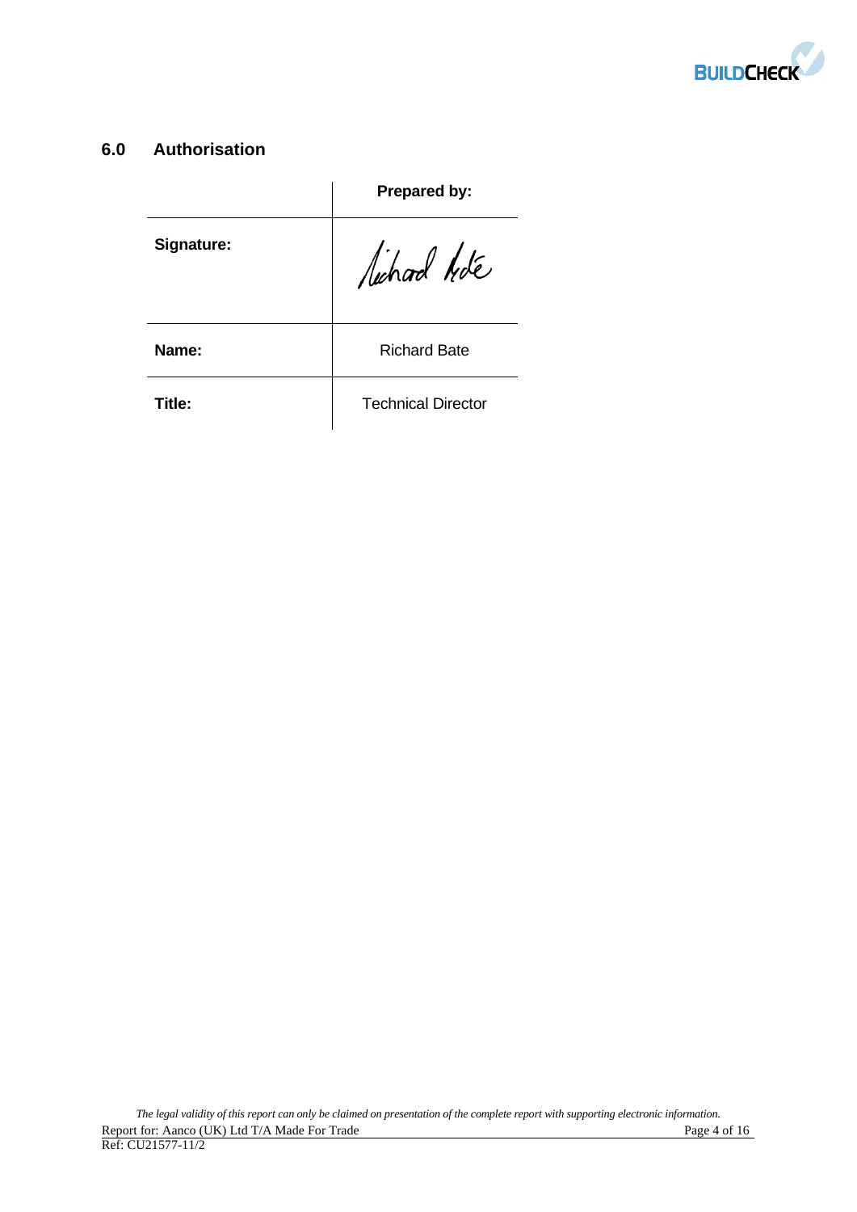## 6.0 Authorisation

| | Prepared by: |
|---|---|
| **Signature:** | |
| **Name:** | Richard Bate |
| **Title:** | Technical Director |

*The legal validity of this report can only be claimed on presentation of the complete report with supporting electronic information.*

Report for: Aanco (UK) Ltd T/A Made For Trade

Ref: CU21577-11/2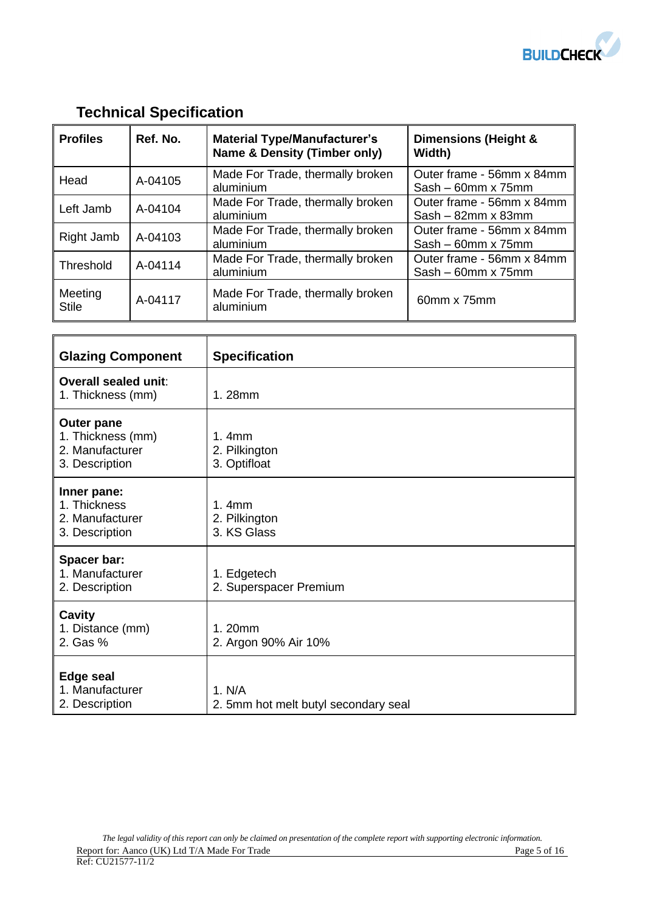## Technical Specification

| Profiles | Ref. No. | Material Type/Manufacturer's Name & Density (Timber only) | Dimensions (Height & Width) |
|---|---|---|---|
| Head | A-04105 | Made For Trade, thermally broken aluminium | Outer frame - 56mm x 84mm<br>Sash – 60mm x 75mm |
| Left Jamb | A-04104 | Made For Trade, thermally broken aluminium | Outer frame - 56mm x 84mm<br>Sash – 82mm x 83mm |
| Right Jamb | A-04103 | Made For Trade, thermally broken aluminium | Outer frame - 56mm x 84mm<br>Sash – 60mm x 75mm |
| Threshold | A-04114 | Made For Trade, thermally broken aluminium | Outer frame - 56mm x 84mm<br>Sash – 60mm x 75mm |
| Meeting Stile | A-04117 | Made For Trade, thermally broken aluminium | 60mm x 75mm |

| Glazing Component | Specification |
|---|---|
| **Overall sealed unit**:<br>1. Thickness (mm) | 1. 28mm |
| **Outer pane**<br>1. Thickness (mm)<br>2. Manufacturer<br>3. Description | 1. 4mm<br>2. Pilkington<br>3. Optifloat |
| **Inner pane:**<br>1. Thickness<br>2. Manufacturer<br>3. Description | 1. 4mm<br>2. Pilkington<br>3. KS Glass |
| **Spacer bar:**<br>1. Manufacturer<br>2. Description | 1. Edgetech<br>2. Superspacer Premium |
| **Cavity**<br>1. Distance (mm)<br>2. Gas % | 1. 20mm<br>2. Argon 90% Air 10% |
| **Edge seal**<br>1. Manufacturer<br>2. Description | 1. N/A<br>2. 5mm hot melt butyl secondary seal |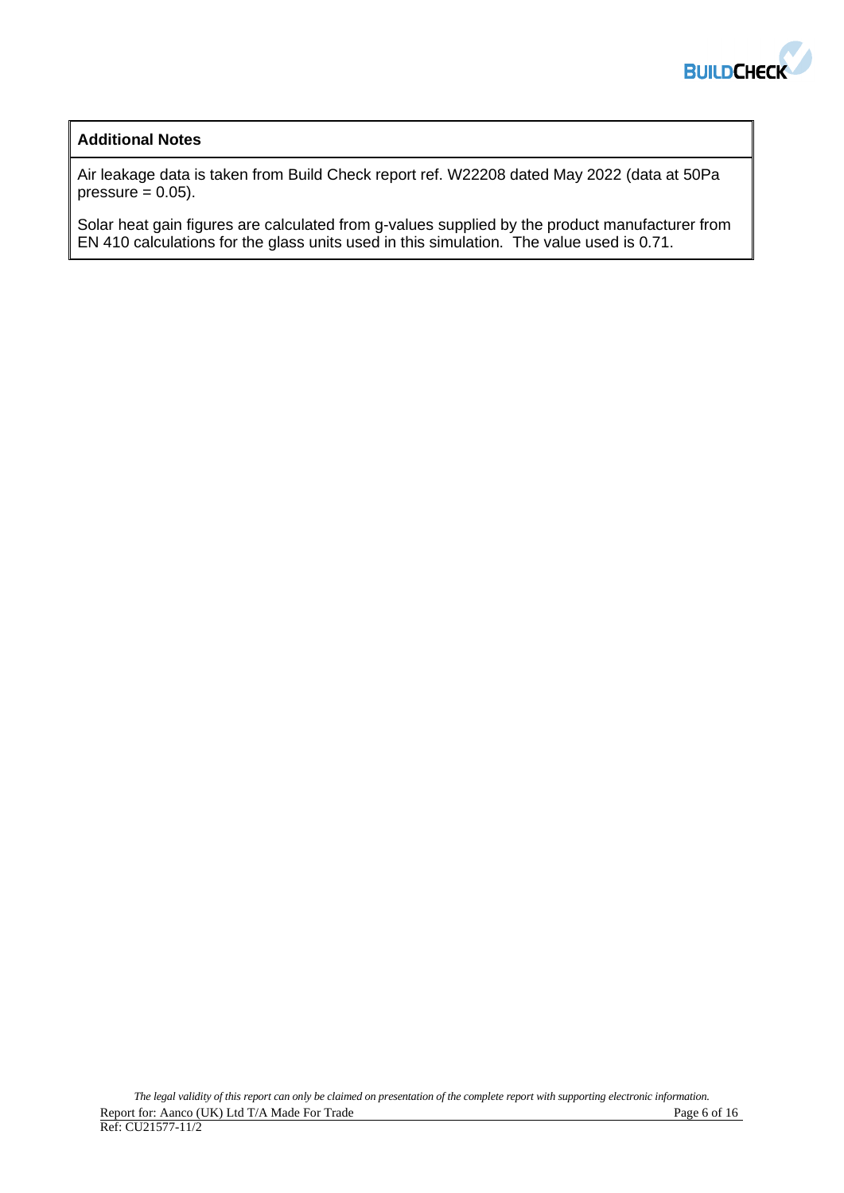**Additional Notes**

Air leakage data is taken from Build Check report ref. W22208 dated May 2022 (data at 50Pa pressure = 0.05).

Solar heat gain figures are calculated from g-values supplied by the product manufacturer from EN 410 calculations for the glass units used in this simulation. The value used is 0.71.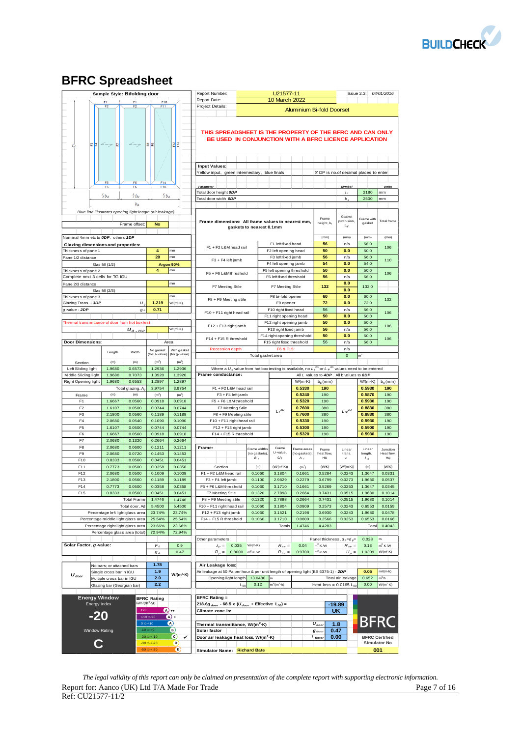# BFRC Spreadsheet

**Sample Style:** Bifolding door

Blue line illustrates opening light length (air leakage)

| Report Number: | U21577-11 | Issue 2.3: | 04/01/2016 |
|---|---|---|---|
| Report Date: | 10 March 2022 | | |
| Project Details: | Aluminium Bi-fold Doorset | | |

**THIS SPREADSHEET IS THE PROPERTY OF THE BFRC AND CAN ONLY BE USED IN CONJUNCTION WITH A BFRC LICENCE APPLICATION**

**Input Values:**
Yellow input, green intermediary, blue finals — X DP is no.of decimal places to enter

| Parameter | Symbol | | Units |
|---|---|---|---|
| Total door height 0DP | $l_d$ | 2180 | mm |
| Total door width 0DP | $b_d$ | 2500 | mm |

Frame offset: No

Nominal 4mm etc to 0DP, others 1DP

**Glazing dimensions and properties:**

| Property | Value | Unit |
|---|---|---|
| Thickness of pane 1 | 4 | mm |
| Pane 1/2 distance | 20 | mm |
| Gas fill (1/2) | Argon 90% | |
| Thickness of pane 2 | 4 | mm |
| Complete next 3 cells for TG IGU | | |
| Pane 2/3 distance | | mm |
| Gas fill (2/3) | | |
| Thickness of pane 3 | | mm |
| Glazing Trans. - 3DP, $U_g$ | 1.219 | W/(m²·K) |
| g-value - 2DP, $g_\perp$ | 0.71 | |
| Thermal transmittance of door from hot box test, $U_d$ - 2DP | | W/(m²·K) |

**Frame dimensions:** All frame values to nearest mm, gaskets to nearest 0.1mm

| Section | | Frame height, $b_f$ (mm) | Gasket protrusion, $b_gt$ (mm) | Frame with gasket (mm) | Total frame (mm) |
|---|---|---|---|---|---|
| F1 + F2 L&M head rail | F1 left fixed head | 56 | n/a | 56.0 | 106 |
| | F2 left opening head | 50 | 0.0 | 50.0 | |
| F3 + F4 left jamb | F3 left fixed jamb | 56 | n/a | 56.0 | 110 |
| | F4 left opening jamb | 54 | 0.0 | 54.0 | |
| F5 + F6 L&M threshold | F5 left opening threshold | 50 | 0.0 | 50.0 | 106 |
| | F6 left fixed threshold | 56 | n/a | 56.0 | |
| F7 Meeting Stile | F7 Meeting Stile | 132 | 0.0 | 132.0 | |
| | | | 0.0 | | |
| F8 + F9 Meeting stile | F8 bi-fold opener | 60 | 0.0 | 60.0 | 132 |
| | F9 opener | 72 | 0.0 | 72.0 | |
| F10 + F11 right head rail | F10 right fixed head | 56 | n/a | 56.0 | 106 |
| | F11 right opening head | 50 | 0.0 | 50.0 | |
| F12 + F13 right jamb | F12 right opening jamb | 50 | 0.0 | 50.0 | 106 |
| | F13 right fixed jamb | 56 | n/a | 56.0 | |
| F14 + F15 R threshold | F14 right opening threshold | 50 | 0.0 | 50.0 | 106 |
| | F15 right fixed threshold | 56 | n/a | 56.0 | |
| Recession depth | F6 & F15: | | n/a | | |
| Total gasket area | | | | 0 | m² |

**Door Dimensions:**

| Section | Length (m) | Width (m) | Area, No gasket (for U-value) (m²) | Area, With gasket (for g-value) (m²) |
|---|---|---|---|---|
| Left Sliding light | 1.9680 | 0.6573 | 1.2936 | 1.2936 |
| Middle Sliding light | 1.9680 | 0.7073 | 1.3920 | 1.3920 |
| Right Opening light | 1.9680 | 0.6553 | 1.2897 | 1.2897 |
| Total glazing, $A_g$ | | | 3.9754 | 3.9754 |
| **Frame** | (m) | (m) | (m²) | (m²) |
| F1 | 1.6667 | 0.0560 | 0.0918 | 0.0918 |
| F2 | 1.6107 | 0.0500 | 0.0744 | 0.0744 |
| F3 | 2.1800 | 0.0560 | 0.1189 | 0.1189 |
| F4 | 2.0680 | 0.0540 | 0.1090 | 0.1090 |
| F5 | 1.6107 | 0.0500 | 0.0744 | 0.0744 |
| F6 | 1.6667 | 0.0560 | 0.0918 | 0.0918 |
| F7 | 2.0680 | 0.1320 | 0.2664 | 0.2664 |
| F8 | 2.0680 | 0.0600 | 0.1211 | 0.1211 |
| F9 | 2.0680 | 0.0720 | 0.1453 | 0.1453 |
| F10 | 0.8333 | 0.0560 | 0.0451 | 0.0451 |
| F11 | 0.7773 | 0.0500 | 0.0358 | 0.0358 |
| F12 | 2.0680 | 0.0500 | 0.1009 | 0.1009 |
| F13 | 2.1800 | 0.0560 | 0.1189 | 0.1189 |
| F14 | 0.7773 | 0.0500 | 0.0358 | 0.0358 |
| F15 | 0.8333 | 0.0560 | 0.0451 | 0.0451 |
| Total Frame | | | 1.4746 | 1.4746 |
| Total door, Ad | | | 5.4500 | 5.4500 |
| Percentage left light glass area | | | 23.74% | 23.74% |
| Percentage middle light glass area | | | 25.54% | 25.54% |
| Percentage right light glass area | | | 23.66% | 23.66% |
| Percentage glass area (total) | | | 72.94% | 72.94% |

Where a $U_d$ value from hot box testing is available, no $L_f^{2D}$ or $L_\psi^{2D}$ values need to be entered

**Frame conductance:** All L values to 4DP. All b values to 0DP

| Section | | $L_f^{2D}$ W/(m·K) | $b_p$ (mm) | | $L_\psi^{2D}$ W/(m·K) | $b_g$ (mm) |
|---|---|---|---|---|---|---|
| F1 + F2 L&M head rail | | 0.5330 | 190 | | 0.5930 | 190 |
| F3 + F4 left jamb | | 0.5240 | 190 | | 0.5870 | 190 |
| F5 + F6 L&M threshold | | 0.5320 | 190 | | 0.5930 | 190 |
| F7 Meeting Stile | | 0.7600 | 380 | | 0.8830 | 380 |
| F8 + F9 Meeting stile | | 0.7600 | 380 | | 0.8830 | 380 |
| F10 + F11 right head rail | | 0.5330 | 190 | | 0.5930 | 190 |
| F12 + F13 right jamb | | 0.5300 | 190 | | 0.5900 | 190 |
| F14 + F15 R threshold | | 0.5320 | 190 | | 0.5930 | 190 |

**Frame:**

| Section | Frame widths (no gaskets), $B_f$ (m) | Frame U-value, $U_f$ (W/(m²·K)) | Frame areas (no gaskets), $A_f$ (m²) | Frame heat flow, HU (W/K) | Linear trans, ψ (W/(m·K)) | Linear length, $l_g$ (m) | Junction Heat flow, Hψ (W/K) |
|---|---|---|---|---|---|---|---|
| F1 + F2 L&M head rail | 0.1060 | 3.1804 | 0.1661 | 0.5284 | 0.0243 | 1.3647 | 0.0331 |
| F3 + F4 left jamb | 0.1100 | 2.9829 | 0.2279 | 0.6799 | 0.0273 | 1.9680 | 0.0537 |
| F5 + F6 L&M threshold | 0.1060 | 3.1710 | 0.1661 | 0.5269 | 0.0253 | 1.3647 | 0.0345 |
| F7 Meeting Stile | 0.1320 | 2.7898 | 0.2664 | 0.7431 | 0.0515 | 1.9680 | 0.1014 |
| F8 + F9 Meeting stile | 0.1320 | 2.7898 | 0.2664 | 0.7431 | 0.0515 | 1.9680 | 0.1014 |
| F10 + F11 right head rail | 0.1060 | 3.1804 | 0.0809 | 0.2573 | 0.0243 | 0.6553 | 0.0159 |
| F12 + F13 right jamb | 0.1060 | 3.1521 | 0.2198 | 0.6930 | 0.0243 | 1.9680 | 0.0478 |
| F14 + F15 R threshold | 0.1060 | 3.1710 | 0.0809 | 0.2566 | 0.0253 | 0.6553 | 0.0166 |
| Totals | | | 1.4746 | 4.4283 | | Total | 0.4043 |

**Other parameters:**

| | | | | | |
|---|---|---|---|---|---|
| $\lambda_p$ = 0.035 W/(m·K) | $R_{se}$ = 0.04 m²·K/W | $R_{se}$ = 0.13 m²·K/W | Panel thickness, $d_p$=$d_\psi$= 0.028 m | | |
| $R_p$ = 0.8000 m²·K/W | $R_{tot}$ = 0.9700 m²·K/W | $U_p$ = 1.0309 W/(m²·K) | | | |

**Solar Factor, g-value:**

| | |
|---|---|
| $F_d$ | 0.9 |
| $g_d$ | 0.47 |

| $U_{door}$ | | W/(m²·K) |
|---|---|---|
| No bars; or attached bars | 1.78 | |
| Single cross bar in IGU | 1.9 | |
| Multiple cross bar in IGU | 2.0 | |
| Glazing bar (Georgian bar) | 2.2 | |

**Air Leakage loss:**

Air leakage at 50 Pa per hour & per unit length of opening light (BS 6375-1) - 2DP: 0.05 m³/(m·h)

| | | | | |
|---|---|---|---|---|
| Opening light length | 13.0480 | m | Total air leakage | 0.652 m³/h |
| $L_{50}$ | 0.12 | m³/(m²·h) | Heat loss = 0.0165 $L_{50}$ | 0.00 W/(m²·K) |

**Energy Window** — Energy Index: **-20** — Window Rating: **C**

**BFRC Rating** (kWh/(m²·yr))

| Band | Rating |
|---|---|
| ≥20 | A ++ |
| >10 to 20 | A + |
| 0 to <10 | A |
| -10 to <0 | B |
| -20 to <-10 | C ✓ |
| -30 to <-20 | D |
| -50 to <-30 | E |

**BFRC Rating =**
$218.6g_{door} - 68.5 \times (U_{door} + \text{Effective } L_{50})$ = -19.89

Climate zone is: UK

| | | |
|---|---|---|
| Thermal transmittance, W/(m²·K) | $U_{door}$ | 1.8 |
| Solar factor | $g_{door}$ | 0.47 |
| Door air leakage heat loss, W/(m²·K) | $L_{factor}$ | 0.00 |

BFRC Certified Simulator No: 001

Simulator Name: Richard Bate

*The legal validity of this report can only be claimed on presentation of the complete report with supporting electronic information.*

Report for: Aanco (UK) Ltd T/A Made For Trade
Ref: CU21577-11/2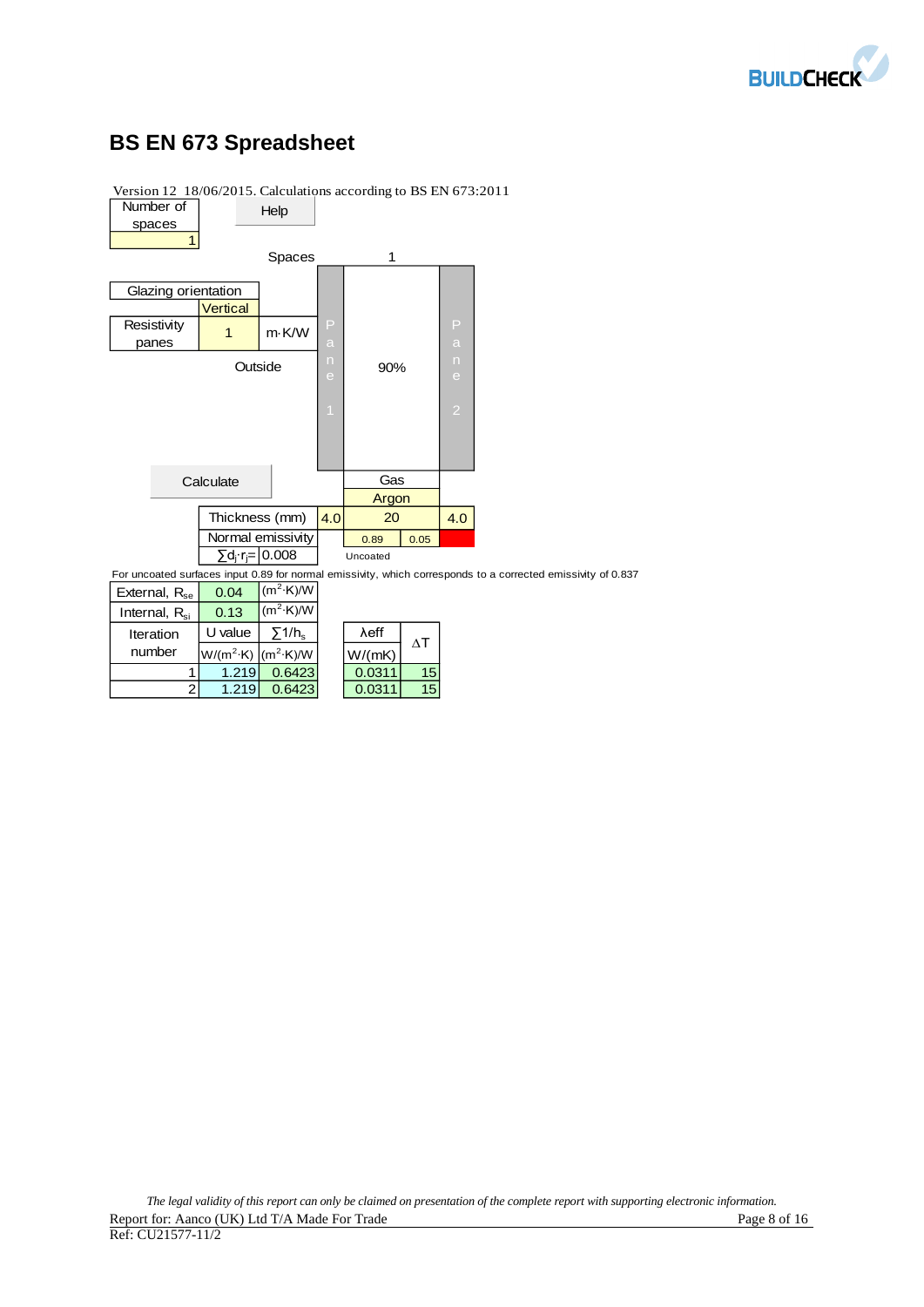# BS EN 673 Spreadsheet

Version 12 18/06/2015. Calculations according to BS EN 673:2011

| Number of spaces | |
|---|---|
| 1 | Help |

Spaces: 1

| Glazing orientation | Vertical |
|---|---|
| Resistivity panes | 1 m·K/W |

Outside

| | Pane 1 | Space 1 | | Pane 2 |
|---|---|---|---|---|
| | | 90% | | |
| Gas | | Argon | | |
| Thickness (mm) | 4.0 | 20 | | 4.0 |
| Normal emissivity | | 0.89 | 0.05 | |
| $\sum d_j \cdot r_j =$ 0.008 | | Uncoated | | |

Calculate

For uncoated surfaces input 0.89 for normal emissivity, which corresponds to a corrected emissivity of 0.837

| | | |
|---|---|---|
| External, $R_{se}$ | 0.04 | $(m^2 \cdot K)/W$ |
| Internal, $R_{si}$ | 0.13 | $(m^2 \cdot K)/W$ |

| Iteration number | U value $W/(m^2 \cdot K)$ | $\sum 1/h_s$ $(m^2 \cdot K)/W$ | λeff W/(mK) | ΔT |
|---|---|---|---|---|
| 1 | 1.219 | 0.6423 | 0.0311 | 15 |
| 2 | 1.219 | 0.6423 | 0.0311 | 15 |

*The legal validity of this report can only be claimed on presentation of the complete report with supporting electronic information.*

Report for: Aanco (UK) Ltd T/A Made For Trade

Ref: CU21577-11/2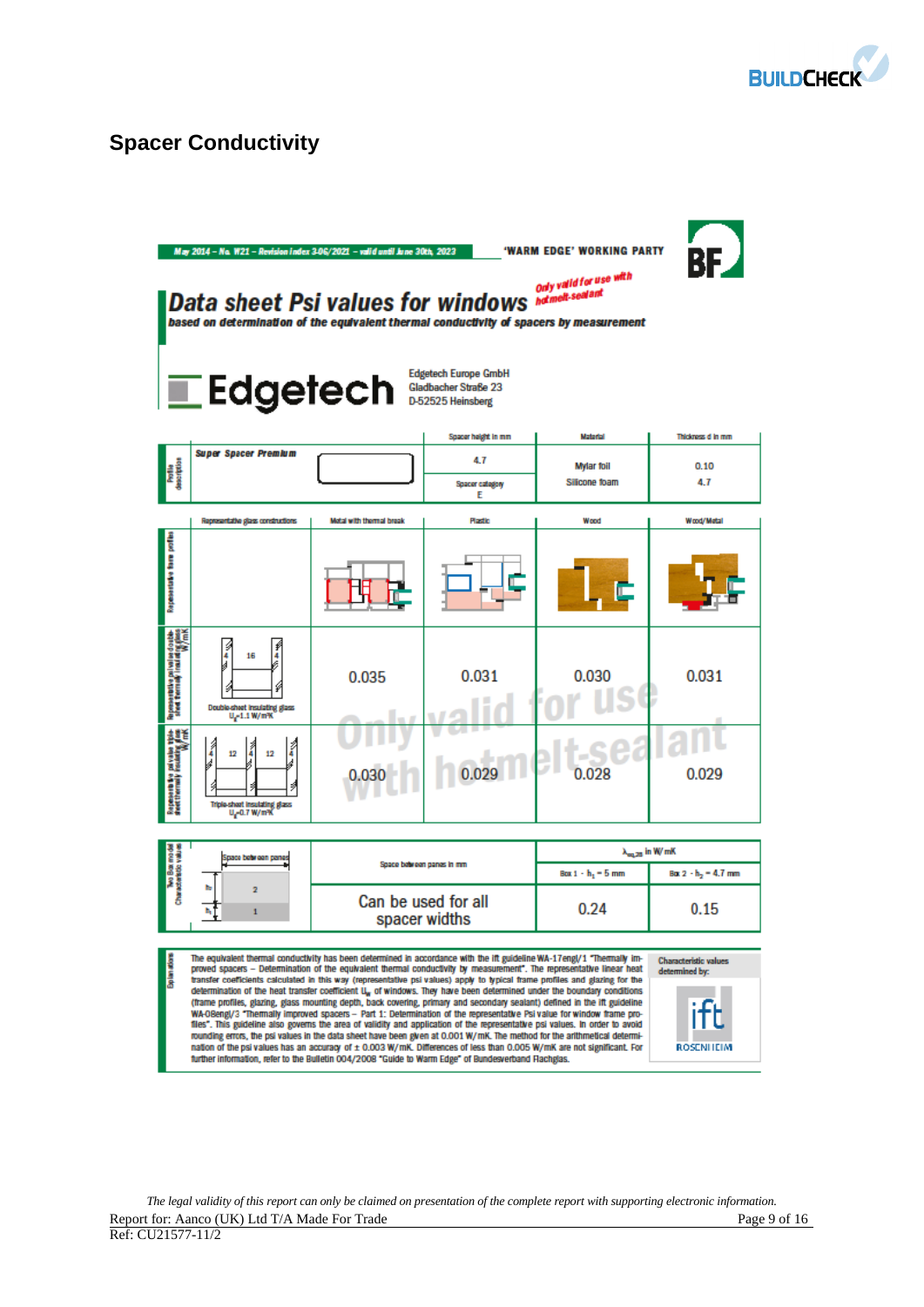## Spacer Conductivity

May 2014 – No. W21 – Revision Index 3-06/2021 – valid until June 30th, 2023

'WARM EDGE' WORKING PARTY

BF

# Data sheet Psi values for windows

*Only valid for use with hotmelt-sealant*

**based on determination of the equivalent thermal conductivity of spacers by measurement**

Edgetech

Edgetech Europe GmbH
Gladbacher Straße 23
D-52525 Heinsberg

| Profile description | | Spacer height in mm | Material | Thickness d in mm |
|---|---|---|---|---|
| Super Spacer Premium | | 4.7 | Mylar foil | 0.10 |
| | | Spacer category E | Silicone foam | 4.7 |

| | Representative glass constructions | Metal with thermal break | Plastic | Wood | Wood/Metal |
|---|---|---|---|---|---|
| Representative frame profiles | | | | | |
| Representative psi value double-sheet thermally insulating glass W/mK | Double-sheet insulating glass $U_g$=1.1 W/m²K (4 / 16 / 4) | 0.035 | 0.031 | 0.030 | 0.031 |
| Representative psi value triple-sheet thermally insulating glass W/mK | Triple-sheet insulating glass $U_g$=0.7 W/m²K (4 / 12 / 4 / 12 / 4) | 0.030 | 0.029 | 0.028 | 0.029 |

Only valid for use with hotmelt-sealant

| Two Box model Characteristic values | Space between panes | Space between panes in mm | $\lambda_{eq,2B}$ in W/mK | |
|---|---|---|---|---|
| | | | Box 1 - $h_1$ = 5 mm | Box 2 - $h_2$ = 4.7 mm |
| | | Can be used for all spacer widths | 0.24 | 0.15 |

**Explanations**

The equivalent thermal conductivity has been determined in accordance with the ift guideline WA-17engl/1 "Thermally improved spacers – Determination of the equivalent thermal conductivity by measurement". The representative linear heat transfer coefficients calculated in this way (representative psi values) apply to typical frame profiles and glazing for the determination of the heat transfer coefficient $U_w$ of windows. They have been determined under the boundary conditions (frame profiles, glazing, glass mounting depth, back covering, primary and secondary sealant) defined in the ift guideline WA-08engl/3 "Thermally improved spacers – Part 1: Determination of the representative Psi value for window frame profiles". This guideline also governs the area of validity and application of the representative psi values. In order to avoid rounding errors, the psi values in the data sheet have been given at 0.001 W/mK. The method for the arithmetical determination of the psi values has an accuracy of ± 0.003 W/mK. Differences of less than 0.005 W/mK are not significant. For further information, refer to the Bulletin 004/2008 "Guide to Warm Edge" of Bundesverband Flachglas.

Characteristic values determined by: ift ROSENHEIM

*The legal validity of this report can only be claimed on presentation of the complete report with supporting electronic information.*

Report for: Aanco (UK) Ltd T/A Made For Trade
Ref: CU21577-11/2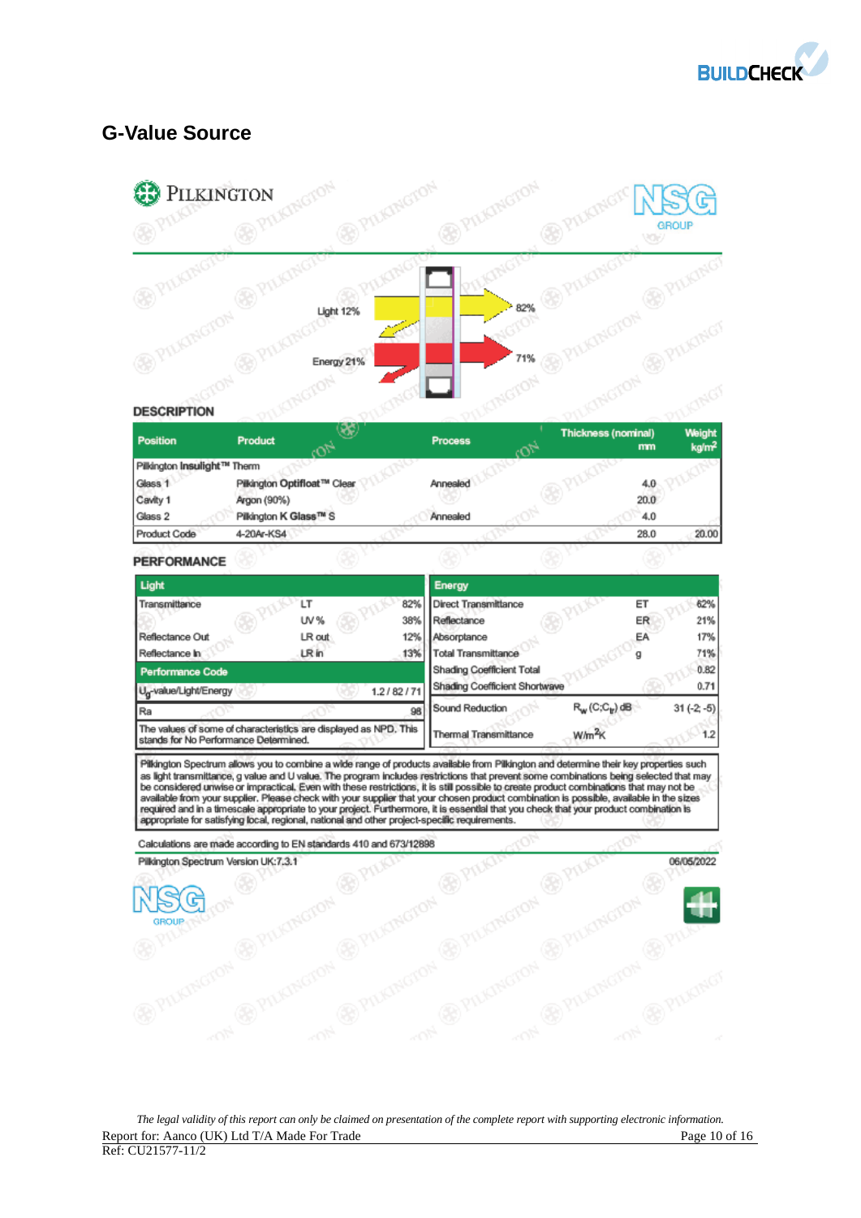## G-Value Source

PILKINGTON

NSG GROUP

Light 12%

82%

Energy 21%

71%

### DESCRIPTION

| Position | Product | Process | Thickness (nominal) mm | Weight kg/m² |
|---|---|---|---|---|
| Pilkington **Insulight™** Therm | | | | |
| Glass 1 | Pilkington **Optifloat™** Clear | Annealed | 4.0 | |
| Cavity 1 | Argon (90%) | | 20.0 | |
| Glass 2 | Pilkington **K Glass™** S | Annealed | 4.0 | |
| Product Code | 4-20Ar-KS4 | | 28.0 | 20.00 |

### PERFORMANCE

| Light | | |
|---|---|---|
| Transmittance | LT | 82% |
| | UV % | 38% |
| Reflectance Out | LR out | 12% |
| Reflectance In | LR in | 13% |
| **Performance Code** | | |
| $U_g$-value/Light/Energy | | 1.2 / 82 / 71 |
| Ra | | 98 |
| The values of some of characteristics are displayed as NPD. This stands for No Performance Determined. | | |

| Energy | | |
|---|---|---|
| Direct Transmittance | ET | 62% |
| Reflectance | ER | 21% |
| Absorptance | EA | 17% |
| Total Transmittance | g | 71% |
| Shading Coefficient Total | | 0.82 |
| Shading Coefficient Shortwave | | 0.71 |
| Sound Reduction | $R_w$ (C;$C_{tr}$) dB | 31 (-2; -5) |
| Thermal Transmittance | W/m²K | 1.2 |

Pilkington Spectrum allows you to combine a wide range of products available from Pilkington and determine their key properties such as light transmittance, g value and U value. The program includes restrictions that prevent some combinations being selected that may be considered unwise or impractical. Even with these restrictions, it is still possible to create product combinations that may not be available from your supplier. Please check with your supplier that your chosen product combination is possible, available in the sizes required and in a timescale appropriate to your project. Furthermore, it is essential that you check that your product combination is appropriate for satisfying local, regional, national and other project-specific requirements.

Calculations are made according to EN standards 410 and 673/12898

Pilkington Spectrum Version UK:7.3.1 — 06/05/2022

*The legal validity of this report can only be claimed on presentation of the complete report with supporting electronic information.*

Report for: Aanco (UK) Ltd T/A Made For Trade

Ref: CU21577-11/2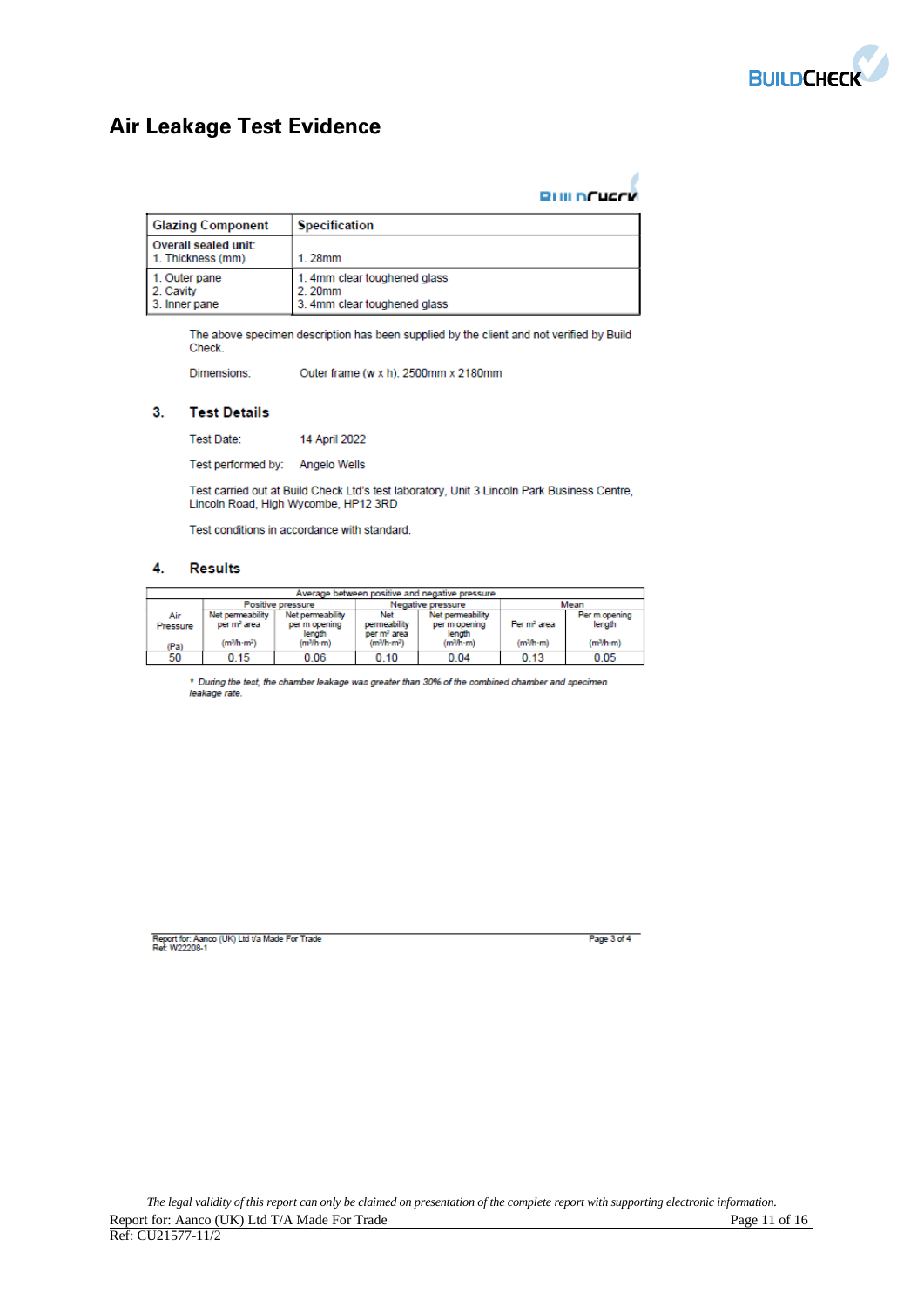## Air Leakage Test Evidence

| Glazing Component | Specification |
|---|---|
| Overall sealed unit:<br>1. Thickness (mm) | <br>1. 28mm |
| 1. Outer pane<br>2. Cavity<br>3. Inner pane | 1. 4mm clear toughened glass<br>2. 20mm<br>3. 4mm clear toughened glass |

The above specimen description has been supplied by the client and not verified by Build Check.

Dimensions: Outer frame (w x h): 2500mm x 2180mm

### 3. Test Details

Test Date: 14 April 2022

Test performed by: Angelo Wells

Test carried out at Build Check Ltd's test laboratory, Unit 3 Lincoln Park Business Centre, Lincoln Road, High Wycombe, HP12 3RD

Test conditions in accordance with standard.

### 4. Results

| Average between positive and negative pressure | | | | | | |
|---|---|---|---|---|---|---|
| | Positive pressure | | Negative pressure | | Mean | |
| Air Pressure (Pa) | Net permeability per m² area ($m^3/h \cdot m^2$) | Net permeability per m opening length ($m^3/h \cdot m$) | Net permeability per m² area ($m^3/h \cdot m^2$) | Net permeability per m opening length ($m^3/h \cdot m$) | Per m² area ($m^3/h \cdot m$) | Per m opening length ($m^3/h \cdot m$) |
| 50 | 0.15 | 0.06 | 0.10 | 0.04 | 0.13 | 0.05 |

*\* During the test, the chamber leakage was greater than 30% of the combined chamber and specimen leakage rate.*

Report for: Aanco (UK) Ltd t/a Made For Trade
Ref: W22208-1

*The legal validity of this report can only be claimed on presentation of the complete report with supporting electronic information.*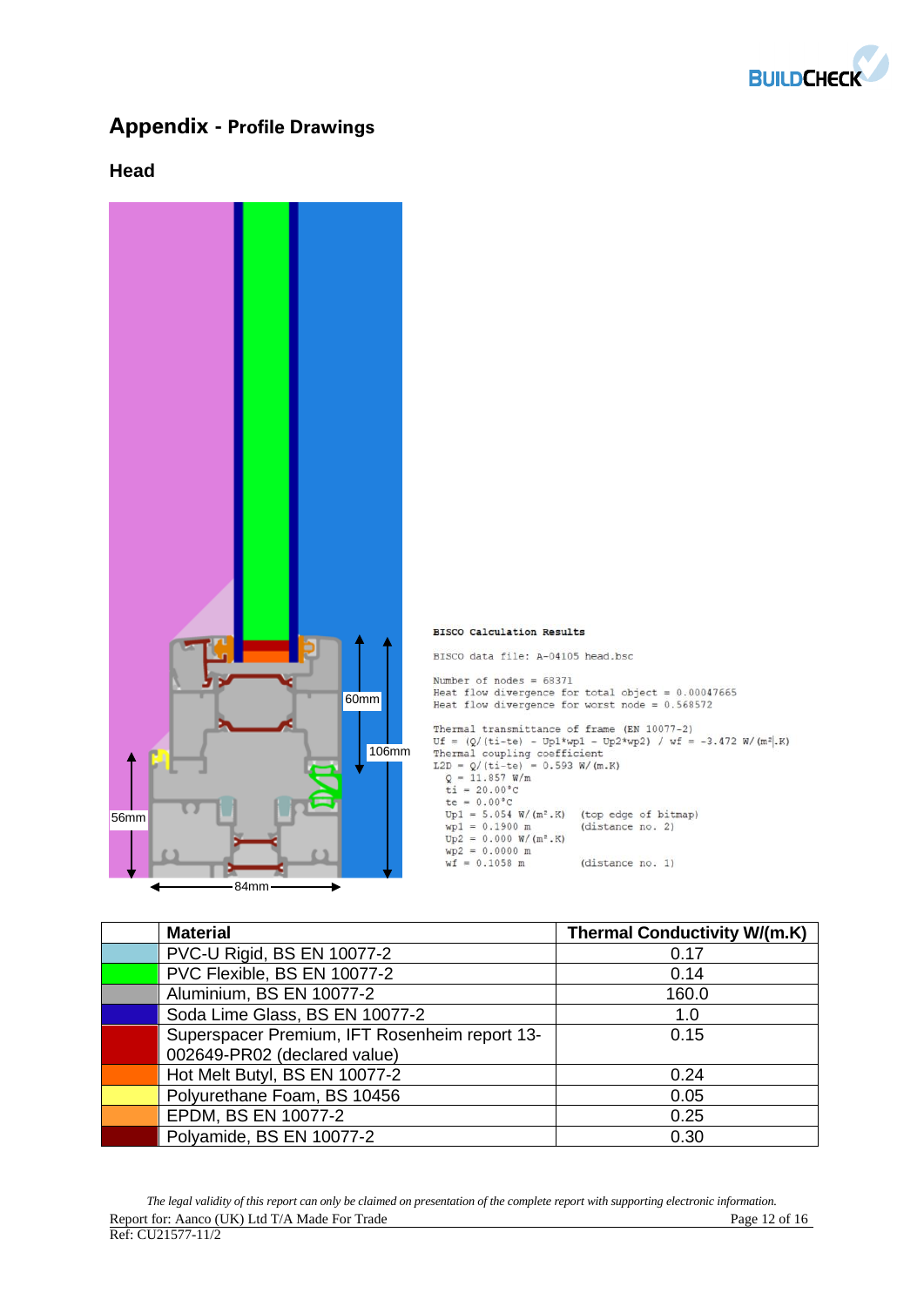# Appendix - Profile Drawings

## Head

60mm

106mm

56mm

84mm

```
BISCO Calculation Results

BISCO data file: A-04105 head.bsc

Number of nodes = 68371
Heat flow divergence for total object = 0.00047665
Heat flow divergence for worst node = 0.568572

Thermal transmittance of frame (EN 10077-2)
Uf = (Q/(ti-te) - Up1*wp1 - Up2*wp2) / wf = -3.472 W/(m².K)
Thermal coupling coefficient
L2D = Q/(ti-te) = 0.593 W/(m.K)
  Q = 11.857 W/m
  ti = 20.00°C
  te = 0.00°C
  Up1 = 5.054 W/(m².K)   (top edge of bitmap)
  wp1 = 0.1900 m         (distance no. 2)
  Up2 = 0.000 W/(m².K)
  wp2 = 0.0000 m
  wf = 0.1058 m          (distance no. 1)
```

| | Material | Thermal Conductivity W/(m.K) |
|---|---|---|
| | PVC-U Rigid, BS EN 10077-2 | 0.17 |
| | PVC Flexible, BS EN 10077-2 | 0.14 |
| | Aluminium, BS EN 10077-2 | 160.0 |
| | Soda Lime Glass, BS EN 10077-2 | 1.0 |
| | Superspacer Premium, IFT Rosenheim report 13-002649-PR02 (declared value) | 0.15 |
| | Hot Melt Butyl, BS EN 10077-2 | 0.24 |
| | Polyurethane Foam, BS 10456 | 0.05 |
| | EPDM, BS EN 10077-2 | 0.25 |
| | Polyamide, BS EN 10077-2 | 0.30 |

*The legal validity of this report can only be claimed on presentation of the complete report with supporting electronic information.*

Report for: Aanco (UK) Ltd T/A Made For Trade

Ref: CU21577-11/2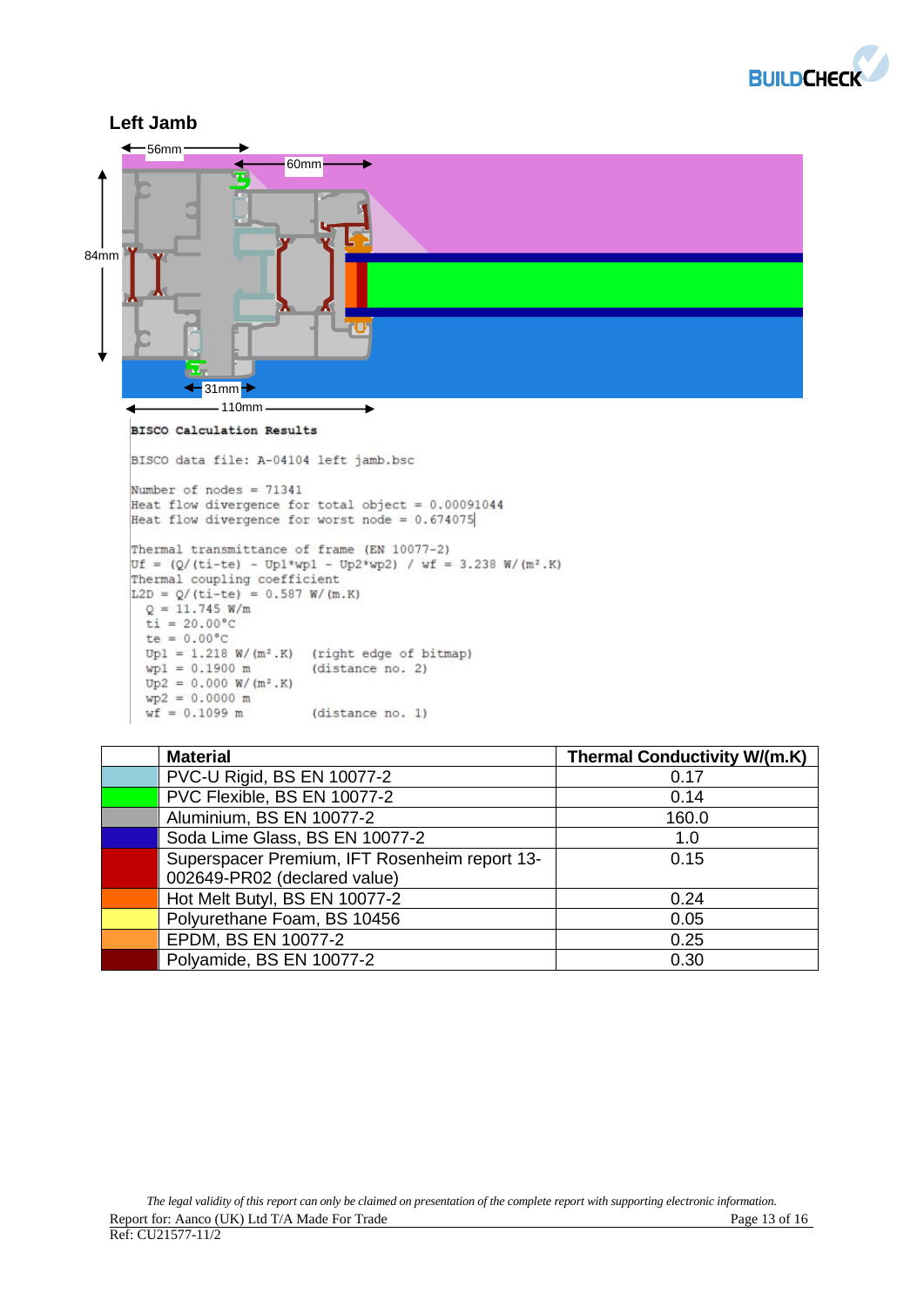## Left Jamb

56mm

60mm

84mm

31mm

110mm

```
BISCO Calculation Results

BISCO data file: A-04104 left jamb.bsc

Number of nodes = 71341
Heat flow divergence for total object = 0.00091044
Heat flow divergence for worst node = 0.674075

Thermal transmittance of frame (EN 10077-2)
Uf = (Q/(ti-te) - Up1*wp1 - Up2*wp2) / wf = 3.238 W/(m².K)
Thermal coupling coefficient
L2D = Q/(ti-te) = 0.587 W/(m.K)
  Q = 11.745 W/m
  ti = 20.00°C
  te = 0.00°C
  Up1 = 1.218 W/(m².K)   (right edge of bitmap)
  wp1 = 0.1900 m         (distance no. 2)
  Up2 = 0.000 W/(m².K)
  wp2 = 0.0000 m
  wf = 0.1099 m          (distance no. 1)
```

| | Material | Thermal Conductivity W/(m.K) |
|---|---|---|
| | PVC-U Rigid, BS EN 10077-2 | 0.17 |
| | PVC Flexible, BS EN 10077-2 | 0.14 |
| | Aluminium, BS EN 10077-2 | 160.0 |
| | Soda Lime Glass, BS EN 10077-2 | 1.0 |
| | Superspacer Premium, IFT Rosenheim report 13-002649-PR02 (declared value) | 0.15 |
| | Hot Melt Butyl, BS EN 10077-2 | 0.24 |
| | Polyurethane Foam, BS 10456 | 0.05 |
| | EPDM, BS EN 10077-2 | 0.25 |
| | Polyamide, BS EN 10077-2 | 0.30 |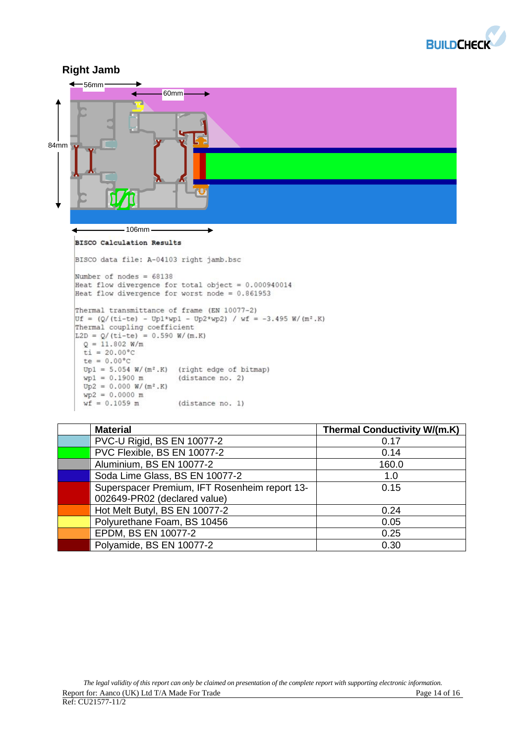## Right Jamb

56mm

60mm

84mm

106mm

```
BISCO Calculation Results

BISCO data file: A-04103 right jamb.bsc

Number of nodes = 68138
Heat flow divergence for total object = 0.000940014
Heat flow divergence for worst node = 0.861953

Thermal transmittance of frame (EN 10077-2)
Uf = (Q/(ti-te) - Up1*wp1 - Up2*wp2) / wf = -3.495 W/(m².K)
Thermal coupling coefficient
L2D = Q/(ti-te) = 0.590 W/(m.K)
  Q = 11.802 W/m
  ti = 20.00°C
  te = 0.00°C
  Up1 = 5.054 W/(m².K)   (right edge of bitmap)
  wp1 = 0.1900 m         (distance no. 2)
  Up2 = 0.000 W/(m².K)
  wp2 = 0.0000 m
  wf = 0.1059 m          (distance no. 1)
```

| | Material | Thermal Conductivity W/(m.K) |
|---|---|---|
| | PVC-U Rigid, BS EN 10077-2 | 0.17 |
| | PVC Flexible, BS EN 10077-2 | 0.14 |
| | Aluminium, BS EN 10077-2 | 160.0 |
| | Soda Lime Glass, BS EN 10077-2 | 1.0 |
| | Superspacer Premium, IFT Rosenheim report 13-002649-PR02 (declared value) | 0.15 |
| | Hot Melt Butyl, BS EN 10077-2 | 0.24 |
| | Polyurethane Foam, BS 10456 | 0.05 |
| | EPDM, BS EN 10077-2 | 0.25 |
| | Polyamide, BS EN 10077-2 | 0.30 |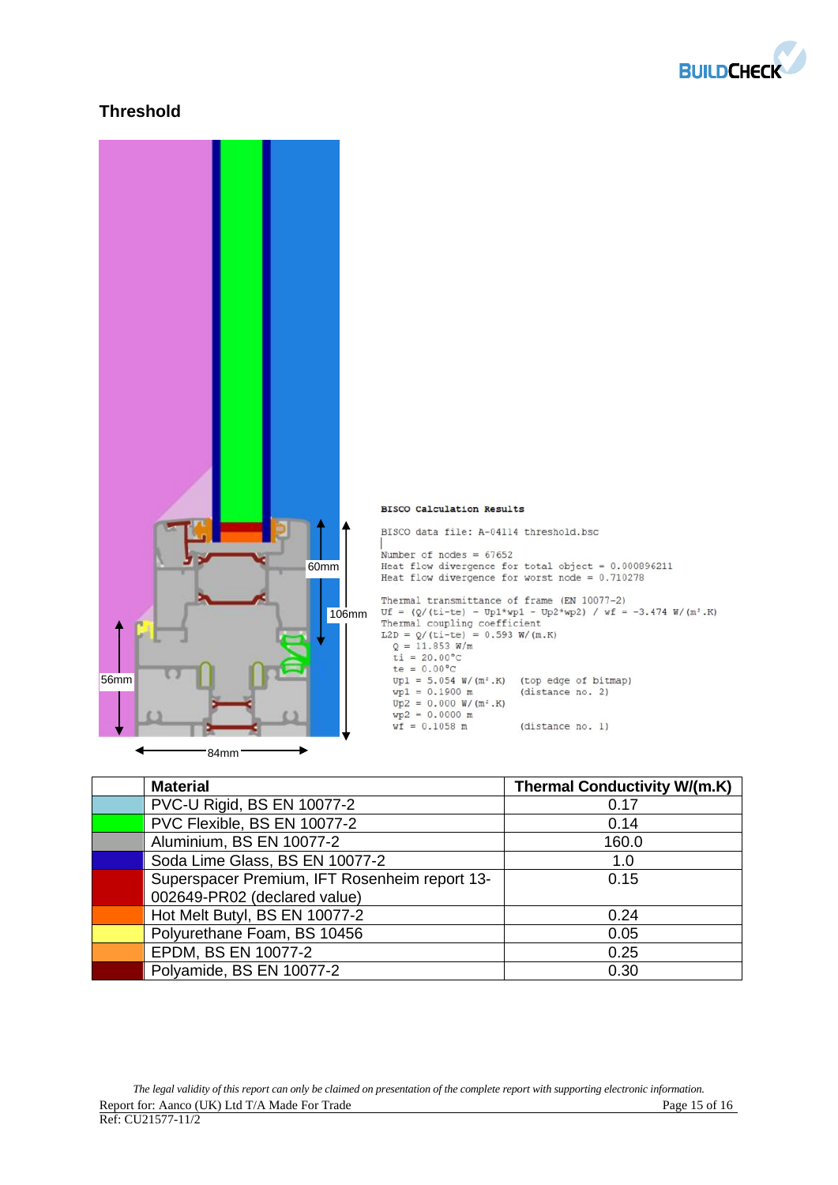## Threshold

60mm

106mm

56mm

84mm

**BISCO Calculation Results**

```
BISCO data file: A-04114 threshold.bsc

Number of nodes = 67652
Heat flow divergence for total object = 0.000896211
Heat flow divergence for worst node = 0.710278

Thermal transmittance of frame (EN 10077-2)
Uf = (Q/(ti-te) - Up1*wp1 - Up2*wp2) / wf = -3.474 W/(m².K)
Thermal coupling coefficient
L2D = Q/(ti-te) = 0.593 W/(m.K)
  Q = 11.853 W/m
  ti = 20.00°C
  te = 0.00°C
  Up1 = 5.054 W/(m².K)   (top edge of bitmap)
  wp1 = 0.1900 m         (distance no. 2)
  Up2 = 0.000 W/(m².K)
  wp2 = 0.0000 m
  wf = 0.1058 m          (distance no. 1)
```

| | Material | Thermal Conductivity W/(m.K) |
|---|---|---|
| | PVC-U Rigid, BS EN 10077-2 | 0.17 |
| | PVC Flexible, BS EN 10077-2 | 0.14 |
| | Aluminium, BS EN 10077-2 | 160.0 |
| | Soda Lime Glass, BS EN 10077-2 | 1.0 |
| | Superspacer Premium, IFT Rosenheim report 13-002649-PR02 (declared value) | 0.15 |
| | Hot Melt Butyl, BS EN 10077-2 | 0.24 |
| | Polyurethane Foam, BS 10456 | 0.05 |
| | EPDM, BS EN 10077-2 | 0.25 |
| | Polyamide, BS EN 10077-2 | 0.30 |

*The legal validity of this report can only be claimed on presentation of the complete report with supporting electronic information.*

Report for: Aanco (UK) Ltd T/A Made For Trade

Ref: CU21577-11/2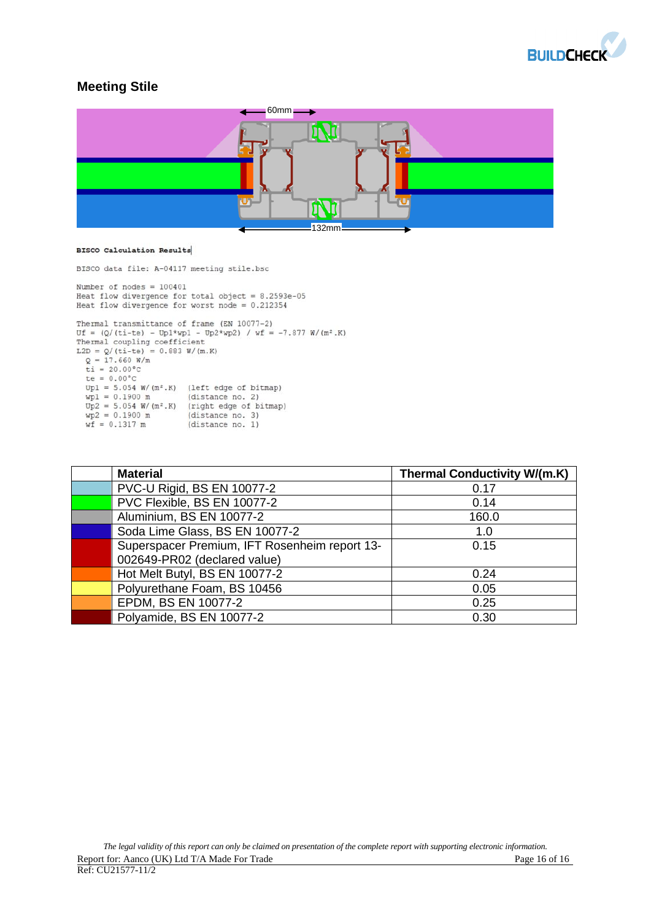## Meeting Stile

60mm

132mm

**BISCO Calculation Results**

```
BISCO data file: A-04117 meeting stile.bsc

Number of nodes = 100401
Heat flow divergence for total object = 8.2593e-05
Heat flow divergence for worst node = 0.212354

Thermal transmittance of frame (EN 10077-2)
Uf = (Q/(ti-te) - Up1*wp1 - Up2*wp2) / wf = -7.877 W/(m².K)
Thermal coupling coefficient
L2D = Q/(ti-te) = 0.883 W/(m.K)
  Q = 17.660 W/m
  ti = 20.00°C
  te = 0.00°C
  Up1 = 5.054 W/(m².K)   (left edge of bitmap)
  wp1 = 0.1900 m         (distance no. 2)
  Up2 = 5.054 W/(m².K)   (right edge of bitmap)
  wp2 = 0.1900 m         (distance no. 3)
  wf = 0.1317 m          (distance no. 1)
```

| | Material | Thermal Conductivity W/(m.K) |
|---|---|---|
| | PVC-U Rigid, BS EN 10077-2 | 0.17 |
| | PVC Flexible, BS EN 10077-2 | 0.14 |
| | Aluminium, BS EN 10077-2 | 160.0 |
| | Soda Lime Glass, BS EN 10077-2 | 1.0 |
| | Superspacer Premium, IFT Rosenheim report 13-002649-PR02 (declared value) | 0.15 |
| | Hot Melt Butyl, BS EN 10077-2 | 0.24 |
| | Polyurethane Foam, BS 10456 | 0.05 |
| | EPDM, BS EN 10077-2 | 0.25 |
| | Polyamide, BS EN 10077-2 | 0.30 |

*The legal validity of this report can only be claimed on presentation of the complete report with supporting electronic information.*

Report for: Aanco (UK) Ltd T/A Made For Trade

Ref: CU21577-11/2